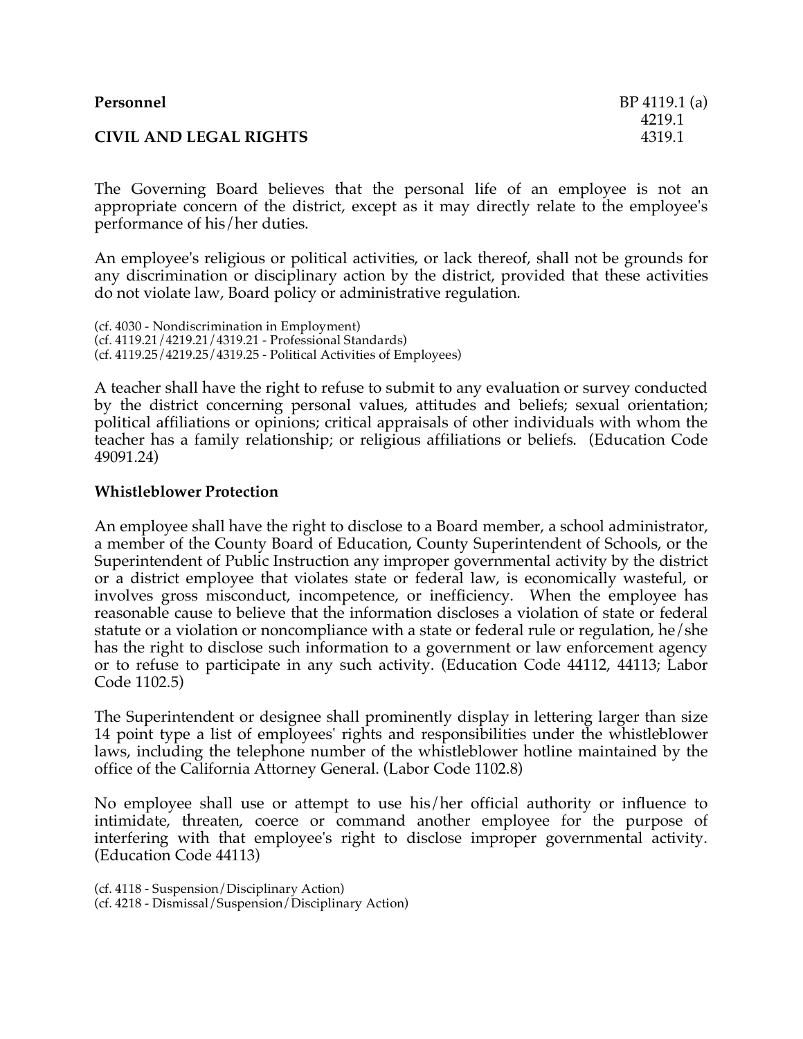**Personnel** BP 4119.1 (a)
4219.1
4319.1

**CIVIL AND LEGAL RIGHTS**

The Governing Board believes that the personal life of an employee is not an appropriate concern of the district, except as it may directly relate to the employee's performance of his/her duties.

An employee's religious or political activities, or lack thereof, shall not be grounds for any discrimination or disciplinary action by the district, provided that these activities do not violate law, Board policy or administrative regulation.

(cf. 4030 - Nondiscrimination in Employment)
(cf. 4119.21/4219.21/4319.21 - Professional Standards)
(cf. 4119.25/4219.25/4319.25 - Political Activities of Employees)

A teacher shall have the right to refuse to submit to any evaluation or survey conducted by the district concerning personal values, attitudes and beliefs; sexual orientation; political affiliations or opinions; critical appraisals of other individuals with whom the teacher has a family relationship; or religious affiliations or beliefs. (Education Code 49091.24)

**Whistleblower Protection**

An employee shall have the right to disclose to a Board member, a school administrator, a member of the County Board of Education, County Superintendent of Schools, or the Superintendent of Public Instruction any improper governmental activity by the district or a district employee that violates state or federal law, is economically wasteful, or involves gross misconduct, incompetence, or inefficiency. When the employee has reasonable cause to believe that the information discloses a violation of state or federal statute or a violation or noncompliance with a state or federal rule or regulation, he/she has the right to disclose such information to a government or law enforcement agency or to refuse to participate in any such activity. (Education Code 44112, 44113; Labor Code 1102.5)

The Superintendent or designee shall prominently display in lettering larger than size 14 point type a list of employees' rights and responsibilities under the whistleblower laws, including the telephone number of the whistleblower hotline maintained by the office of the California Attorney General. (Labor Code 1102.8)

No employee shall use or attempt to use his/her official authority or influence to intimidate, threaten, coerce or command another employee for the purpose of interfering with that employee's right to disclose improper governmental activity. (Education Code 44113)

(cf. 4118 - Suspension/Disciplinary Action)
(cf. 4218 - Dismissal/Suspension/Disciplinary Action)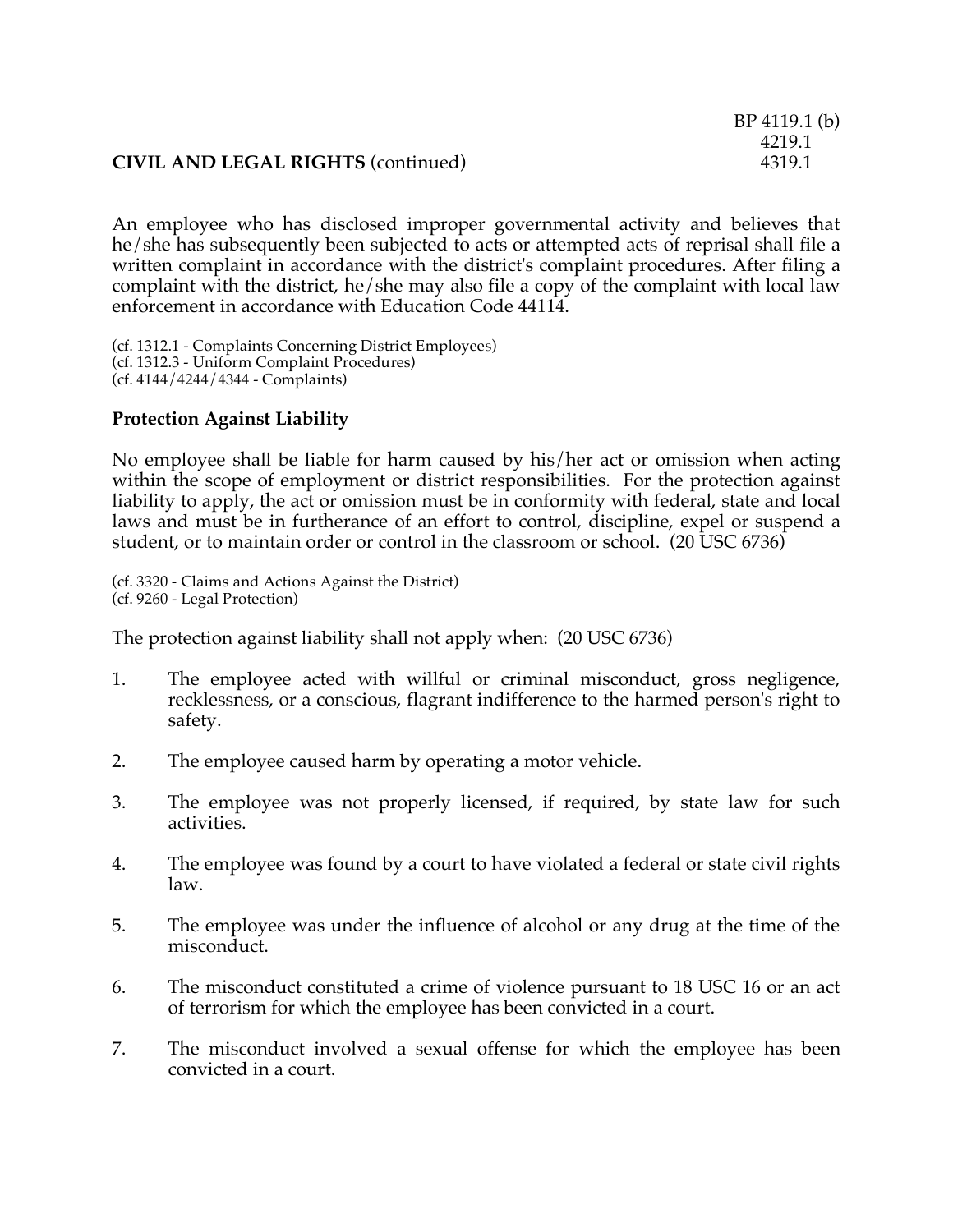An employee who has disclosed improper governmental activity and believes that he/she has subsequently been subjected to acts or attempted acts of reprisal shall file a written complaint in accordance with the district's complaint procedures. After filing a complaint with the district, he/she may also file a copy of the complaint with local law enforcement in accordance with Education Code 44114.

(cf. 1312.1 - Complaints Concerning District Employees)
(cf. 1312.3 - Uniform Complaint Procedures)
(cf. 4144/4244/4344 - Complaints)

**Protection Against Liability**

No employee shall be liable for harm caused by his/her act or omission when acting within the scope of employment or district responsibilities. For the protection against liability to apply, the act or omission must be in conformity with federal, state and local laws and must be in furtherance of an effort to control, discipline, expel or suspend a student, or to maintain order or control in the classroom or school. (20 USC 6736)

(cf. 3320 - Claims and Actions Against the District)
(cf. 9260 - Legal Protection)

The protection against liability shall not apply when: (20 USC 6736)

1. The employee acted with willful or criminal misconduct, gross negligence, recklessness, or a conscious, flagrant indifference to the harmed person's right to safety.

2. The employee caused harm by operating a motor vehicle.

3. The employee was not properly licensed, if required, by state law for such activities.

4. The employee was found by a court to have violated a federal or state civil rights law.

5. The employee was under the influence of alcohol or any drug at the time of the misconduct.

6. The misconduct constituted a crime of violence pursuant to 18 USC 16 or an act of terrorism for which the employee has been convicted in a court.

7. The misconduct involved a sexual offense for which the employee has been convicted in a court.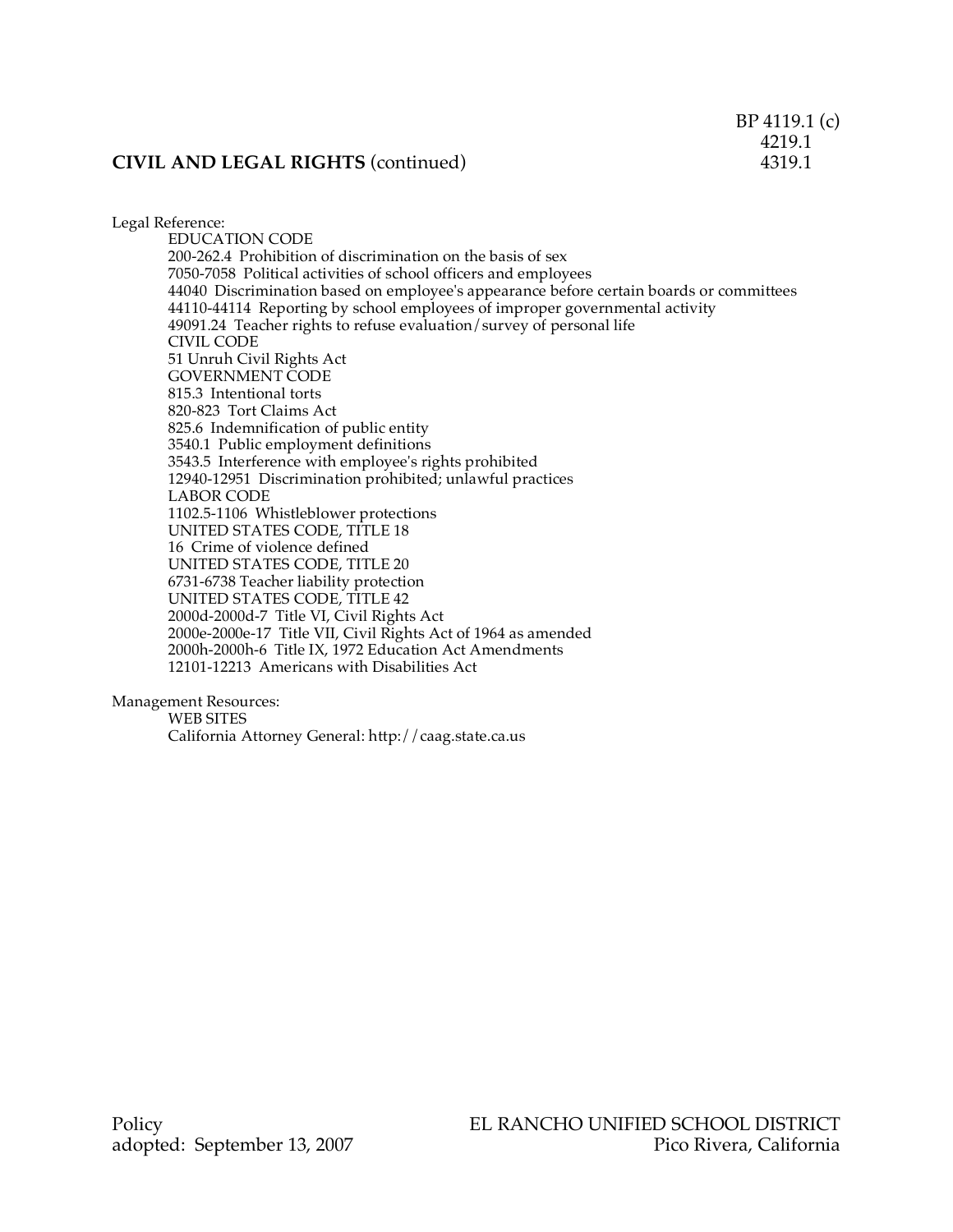BP 4119.1 (c)
4219.1
4319.1

**CIVIL AND LEGAL RIGHTS** (continued)

Legal Reference:

EDUCATION CODE
200-262.4 Prohibition of discrimination on the basis of sex
7050-7058 Political activities of school officers and employees
44040 Discrimination based on employee's appearance before certain boards or committees
44110-44114 Reporting by school employees of improper governmental activity
49091.24 Teacher rights to refuse evaluation/survey of personal life
CIVIL CODE
51 Unruh Civil Rights Act
GOVERNMENT CODE
815.3 Intentional torts
820-823 Tort Claims Act
825.6 Indemnification of public entity
3540.1 Public employment definitions
3543.5 Interference with employee's rights prohibited
12940-12951 Discrimination prohibited; unlawful practices
LABOR CODE
1102.5-1106 Whistleblower protections
UNITED STATES CODE, TITLE 18
16 Crime of violence defined
UNITED STATES CODE, TITLE 20
6731-6738 Teacher liability protection
UNITED STATES CODE, TITLE 42
2000d-2000d-7 Title VI, Civil Rights Act
2000e-2000e-17 Title VII, Civil Rights Act of 1964 as amended
2000h-2000h-6 Title IX, 1972 Education Act Amendments
12101-12213 Americans with Disabilities Act

Management Resources:

WEB SITES
California Attorney General: http://caag.state.ca.us

Policy
adopted: September 13, 2007

EL RANCHO UNIFIED SCHOOL DISTRICT
Pico Rivera, California